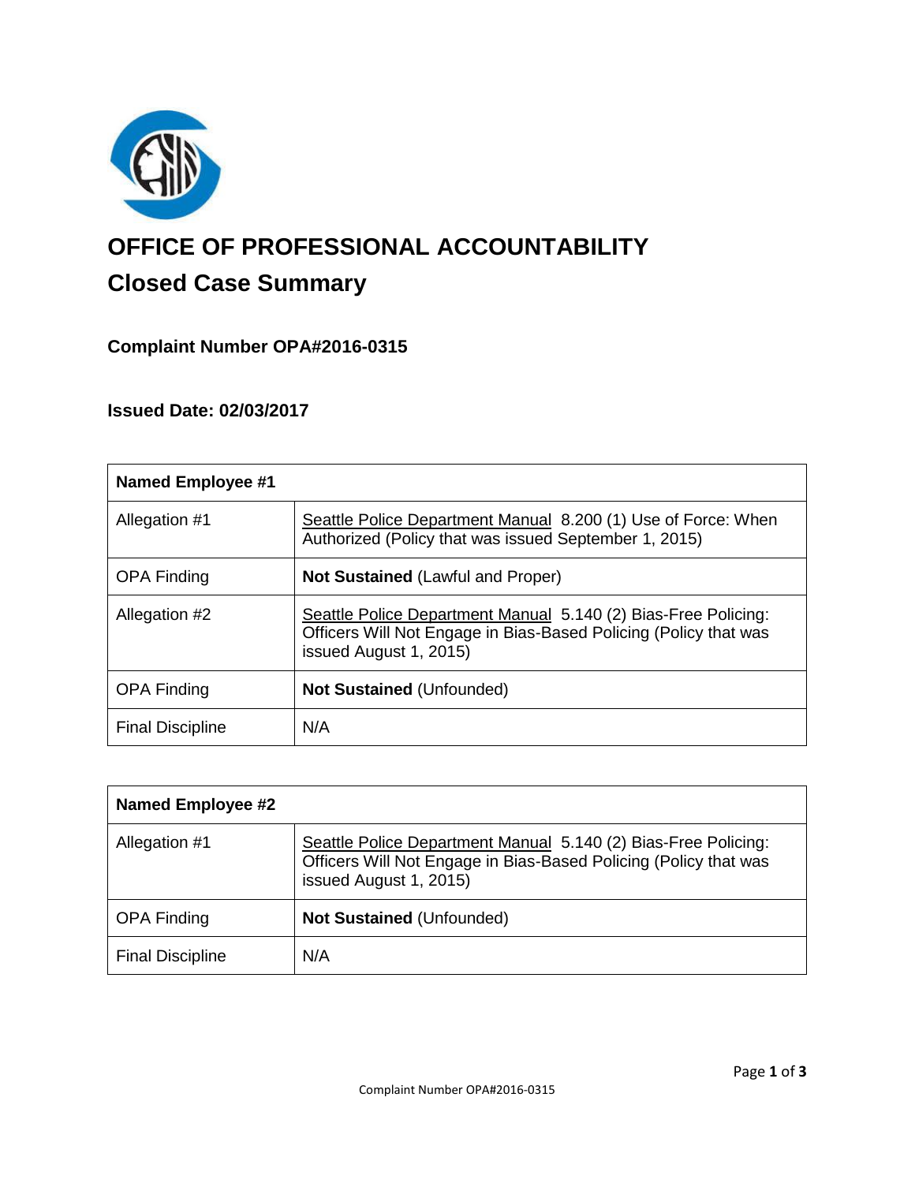# OFFICE OF PROFESSIONAL ACCOUNTABILITY

## Closed Case Summary

### Complaint Number OPA#2016-0315

### Issued Date: 02/03/2017

| Named Employee #1 | |
|---|---|
| Allegation #1 | Seattle Police Department Manual 8.200 (1) Use of Force: When Authorized (Policy that was issued September 1, 2015) |
| OPA Finding | **Not Sustained** (Lawful and Proper) |
| Allegation #2 | Seattle Police Department Manual 5.140 (2) Bias-Free Policing: Officers Will Not Engage in Bias-Based Policing (Policy that was issued August 1, 2015) |
| OPA Finding | **Not Sustained** (Unfounded) |
| Final Discipline | N/A |

| Named Employee #2 | |
|---|---|
| Allegation #1 | Seattle Police Department Manual 5.140 (2) Bias-Free Policing: Officers Will Not Engage in Bias-Based Policing (Policy that was issued August 1, 2015) |
| OPA Finding | **Not Sustained** (Unfounded) |
| Final Discipline | N/A |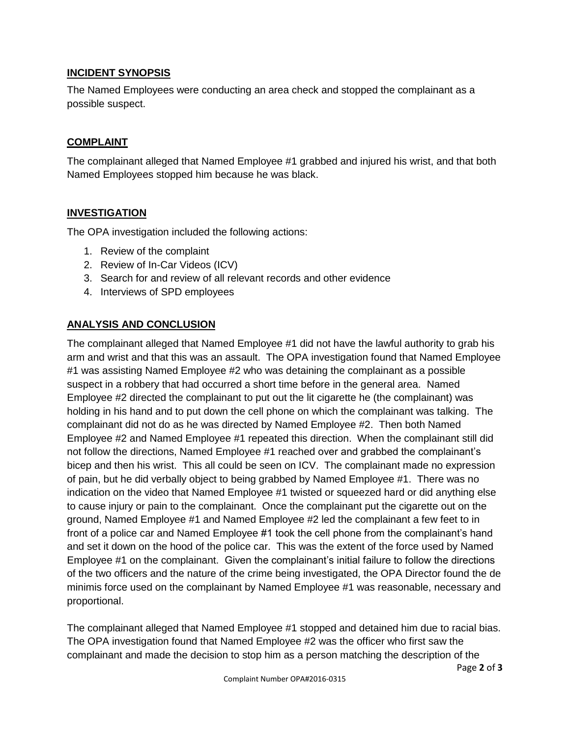## INCIDENT SYNOPSIS

The Named Employees were conducting an area check and stopped the complainant as a possible suspect.

## COMPLAINT

The complainant alleged that Named Employee #1 grabbed and injured his wrist, and that both Named Employees stopped him because he was black.

## INVESTIGATION

The OPA investigation included the following actions:

1. Review of the complaint
2. Review of In-Car Videos (ICV)
3. Search for and review of all relevant records and other evidence
4. Interviews of SPD employees

## ANALYSIS AND CONCLUSION

The complainant alleged that Named Employee #1 did not have the lawful authority to grab his arm and wrist and that this was an assault. The OPA investigation found that Named Employee #1 was assisting Named Employee #2 who was detaining the complainant as a possible suspect in a robbery that had occurred a short time before in the general area. Named Employee #2 directed the complainant to put out the lit cigarette he (the complainant) was holding in his hand and to put down the cell phone on which the complainant was talking. The complainant did not do as he was directed by Named Employee #2. Then both Named Employee #2 and Named Employee #1 repeated this direction. When the complainant still did not follow the directions, Named Employee #1 reached over and grabbed the complainant's bicep and then his wrist. This all could be seen on ICV. The complainant made no expression of pain, but he did verbally object to being grabbed by Named Employee #1. There was no indication on the video that Named Employee #1 twisted or squeezed hard or did anything else to cause injury or pain to the complainant. Once the complainant put the cigarette out on the ground, Named Employee #1 and Named Employee #2 led the complainant a few feet to in front of a police car and Named Employee #1 took the cell phone from the complainant's hand and set it down on the hood of the police car. This was the extent of the force used by Named Employee #1 on the complainant. Given the complainant's initial failure to follow the directions of the two officers and the nature of the crime being investigated, the OPA Director found the de minimis force used on the complainant by Named Employee #1 was reasonable, necessary and proportional.

The complainant alleged that Named Employee #1 stopped and detained him due to racial bias. The OPA investigation found that Named Employee #2 was the officer who first saw the complainant and made the decision to stop him as a person matching the description of the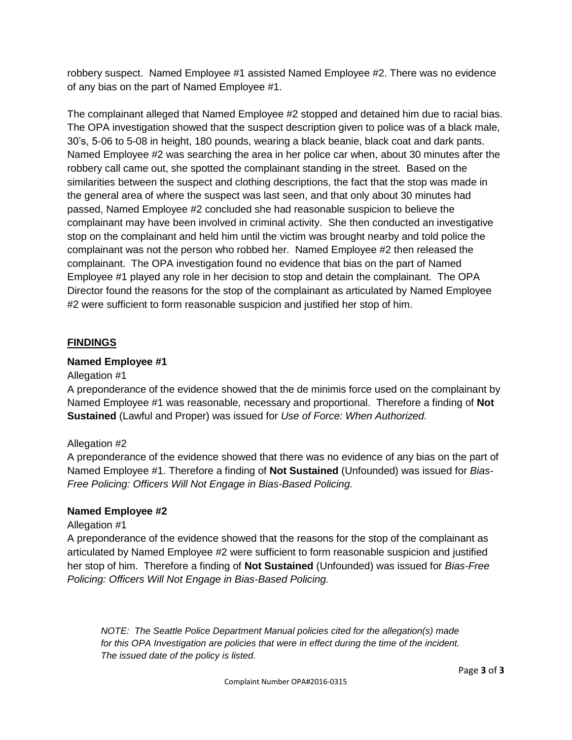robbery suspect. Named Employee #1 assisted Named Employee #2. There was no evidence of any bias on the part of Named Employee #1.

The complainant alleged that Named Employee #2 stopped and detained him due to racial bias. The OPA investigation showed that the suspect description given to police was of a black male, 30's, 5-06 to 5-08 in height, 180 pounds, wearing a black beanie, black coat and dark pants. Named Employee #2 was searching the area in her police car when, about 30 minutes after the robbery call came out, she spotted the complainant standing in the street. Based on the similarities between the suspect and clothing descriptions, the fact that the stop was made in the general area of where the suspect was last seen, and that only about 30 minutes had passed, Named Employee #2 concluded she had reasonable suspicion to believe the complainant may have been involved in criminal activity. She then conducted an investigative stop on the complainant and held him until the victim was brought nearby and told police the complainant was not the person who robbed her. Named Employee #2 then released the complainant. The OPA investigation found no evidence that bias on the part of Named Employee #1 played any role in her decision to stop and detain the complainant. The OPA Director found the reasons for the stop of the complainant as articulated by Named Employee #2 were sufficient to form reasonable suspicion and justified her stop of him.

## FINDINGS

### Named Employee #1

Allegation #1

A preponderance of the evidence showed that the de minimis force used on the complainant by Named Employee #1 was reasonable, necessary and proportional. Therefore a finding of **Not Sustained** (Lawful and Proper) was issued for *Use of Force: When Authorized.*

Allegation #2

A preponderance of the evidence showed that there was no evidence of any bias on the part of Named Employee #1. Therefore a finding of **Not Sustained** (Unfounded) was issued for *Bias-Free Policing: Officers Will Not Engage in Bias-Based Policing.*

### Named Employee #2

Allegation #1

A preponderance of the evidence showed that the reasons for the stop of the complainant as articulated by Named Employee #2 were sufficient to form reasonable suspicion and justified her stop of him. Therefore a finding of **Not Sustained** (Unfounded) was issued for *Bias-Free Policing: Officers Will Not Engage in Bias-Based Policing.*

*NOTE: The Seattle Police Department Manual policies cited for the allegation(s) made for this OPA Investigation are policies that were in effect during the time of the incident. The issued date of the policy is listed.*

Complaint Number OPA#2016-0315